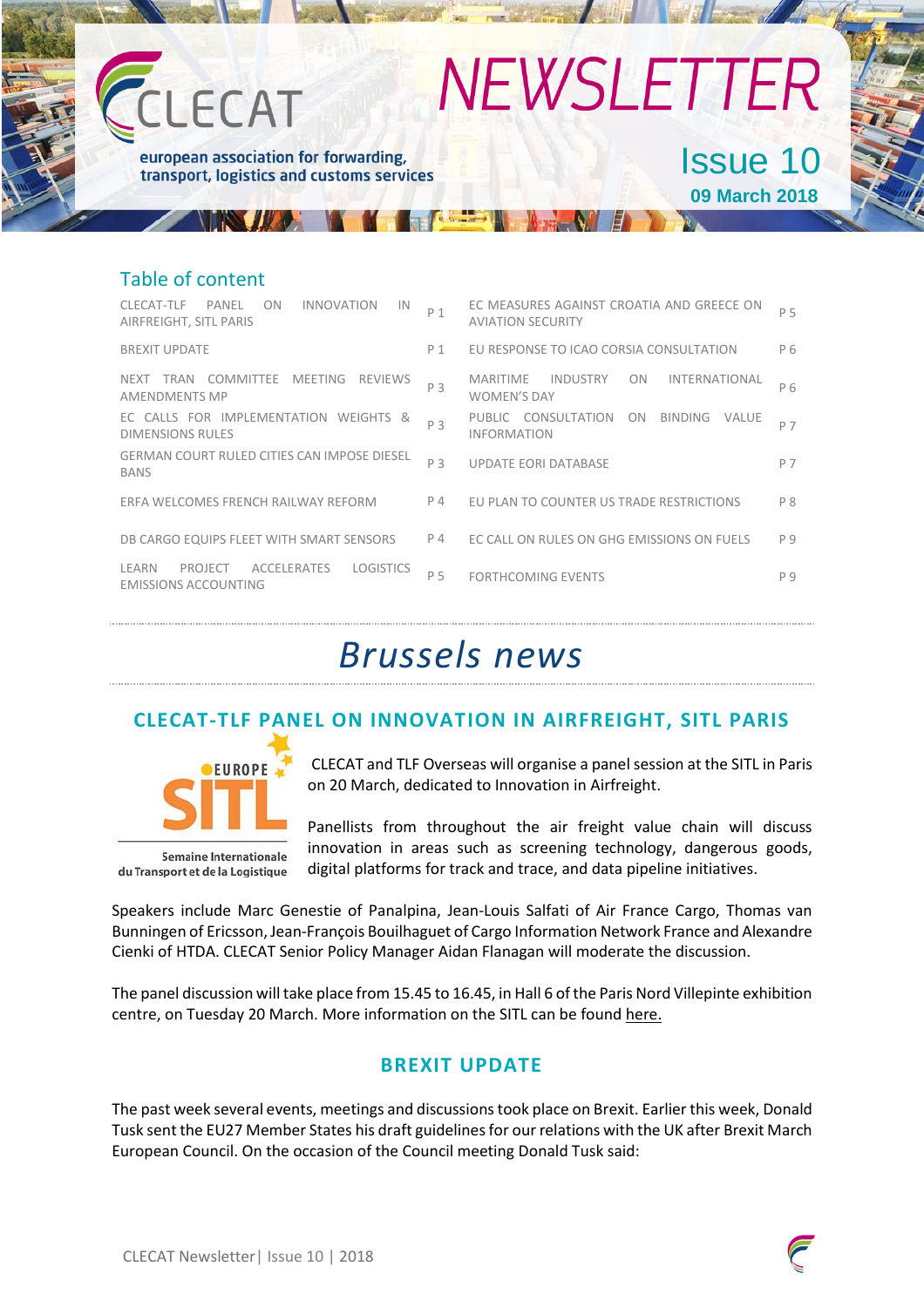# NEWSLETTER

CLECAT – european association for forwarding, transport, logistics and customs services

Issue 10
**09 March 2018**

## Table of content

| | | | |
|---|---|---|---|
| CLECAT-TLF PANEL ON INNOVATION IN AIRFREIGHT, SITL PARIS | P 1 | EC MEASURES AGAINST CROATIA AND GREECE ON AVIATION SECURITY | P 5 |
| BREXIT UPDATE | P 1 | EU RESPONSE TO ICAO CORSIA CONSULTATION | P 6 |
| NEXT TRAN COMMITTEE MEETING REVIEWS AMENDMENTS MP | P 3 | MARITIME INDUSTRY ON INTERNATIONAL WOMEN'S DAY | P 6 |
| EC CALLS FOR IMPLEMENTATION WEIGHTS & DIMENSIONS RULES | P 3 | PUBLIC CONSULTATION ON BINDING VALUE INFORMATION | P 7 |
| GERMAN COURT RULED CITIES CAN IMPOSE DIESEL BANS | P 3 | UPDATE EORI DATABASE | P 7 |
| ERFA WELCOMES FRENCH RAILWAY REFORM | P 4 | EU PLAN TO COUNTER US TRADE RESTRICTIONS | P 8 |
| DB CARGO EQUIPS FLEET WITH SMART SENSORS | P 4 | EC CALL ON RULES ON GHG EMISSIONS ON FUELS | P 9 |
| LEARN PROJECT ACCELERATES LOGISTICS EMISSIONS ACCOUNTING | P 5 | FORTHCOMING EVENTS | P 9 |

# *Brussels news*

## CLECAT-TLF PANEL ON INNOVATION IN AIRFREIGHT, SITL PARIS

EUROPE SITL – Semaine Internationale du Transport et de la Logistique

CLECAT and TLF Overseas will organise a panel session at the SITL in Paris on 20 March, dedicated to Innovation in Airfreight.

Panellists from throughout the air freight value chain will discuss innovation in areas such as screening technology, dangerous goods, digital platforms for track and trace, and data pipeline initiatives.

Speakers include Marc Genestie of Panalpina, Jean-Louis Salfati of Air France Cargo, Thomas van Bunningen of Ericsson, Jean-François Bouilhaguet of Cargo Information Network France and Alexandre Cienki of HTDA. CLECAT Senior Policy Manager Aidan Flanagan will moderate the discussion.

The panel discussion will take place from 15.45 to 16.45, in Hall 6 of the Paris Nord Villepinte exhibition centre, on Tuesday 20 March. More information on the SITL can be found here.

## BREXIT UPDATE

The past week several events, meetings and discussions took place on Brexit. Earlier this week, Donald Tusk sent the EU27 Member States his draft guidelines for our relations with the UK after Brexit March European Council. On the occasion of the Council meeting Donald Tusk said: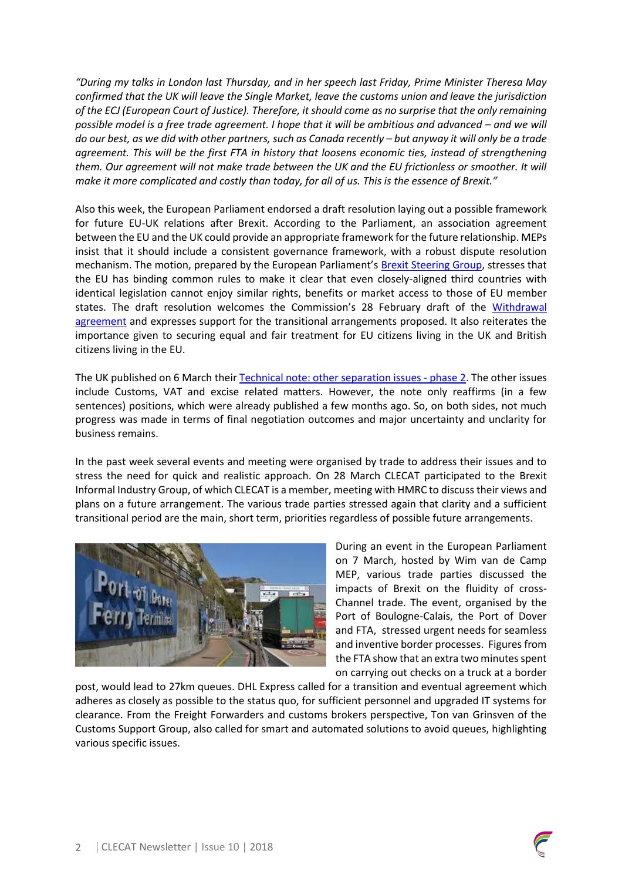*"During my talks in London last Thursday, and in her speech last Friday, Prime Minister Theresa May confirmed that the UK will leave the Single Market, leave the customs union and leave the jurisdiction of the ECJ (European Court of Justice). Therefore, it should come as no surprise that the only remaining possible model is a free trade agreement. I hope that it will be ambitious and advanced – and we will do our best, as we did with other partners, such as Canada recently – but anyway it will only be a trade agreement. This will be the first FTA in history that loosens economic ties, instead of strengthening them. Our agreement will not make trade between the UK and the EU frictionless or smoother. It will make it more complicated and costly than today, for all of us. This is the essence of Brexit."*

Also this week, the European Parliament endorsed a draft resolution laying out a possible framework for future EU-UK relations after Brexit. According to the Parliament, an association agreement between the EU and the UK could provide an appropriate framework for the future relationship. MEPs insist that it should include a consistent governance framework, with a robust dispute resolution mechanism. The motion, prepared by the European Parliament's Brexit Steering Group, stresses that the EU has binding common rules to make it clear that even closely-aligned third countries with identical legislation cannot enjoy similar rights, benefits or market access to those of EU member states. The draft resolution welcomes the Commission's 28 February draft of the Withdrawal agreement and expresses support for the transitional arrangements proposed. It also reiterates the importance given to securing equal and fair treatment for EU citizens living in the UK and British citizens living in the EU.

The UK published on 6 March their Technical note: other separation issues - phase 2. The other issues include Customs, VAT and excise related matters. However, the note only reaffirms (in a few sentences) positions, which were already published a few months ago. So, on both sides, not much progress was made in terms of final negotiation outcomes and major uncertainty and unclarity for business remains.

In the past week several events and meeting were organised by trade to address their issues and to stress the need for quick and realistic approach. On 28 March CLECAT participated to the Brexit Informal Industry Group, of which CLECAT is a member, meeting with HMRC to discuss their views and plans on a future arrangement. The various trade parties stressed again that clarity and a sufficient transitional period are the main, short term, priorities regardless of possible future arrangements.

During an event in the European Parliament on 7 March, hosted by Wim van de Camp MEP, various trade parties discussed the impacts of Brexit on the fluidity of cross-Channel trade. The event, organised by the Port of Boulogne-Calais, the Port of Dover and FTA, stressed urgent needs for seamless and inventive border processes. Figures from the FTA show that an extra two minutes spent on carrying out checks on a truck at a border post, would lead to 27km queues. DHL Express called for a transition and eventual agreement which adheres as closely as possible to the status quo, for sufficient personnel and upgraded IT systems for clearance. From the Freight Forwarders and customs brokers perspective, Ton van Grinsven of the Customs Support Group, also called for smart and automated solutions to avoid queues, highlighting various specific issues.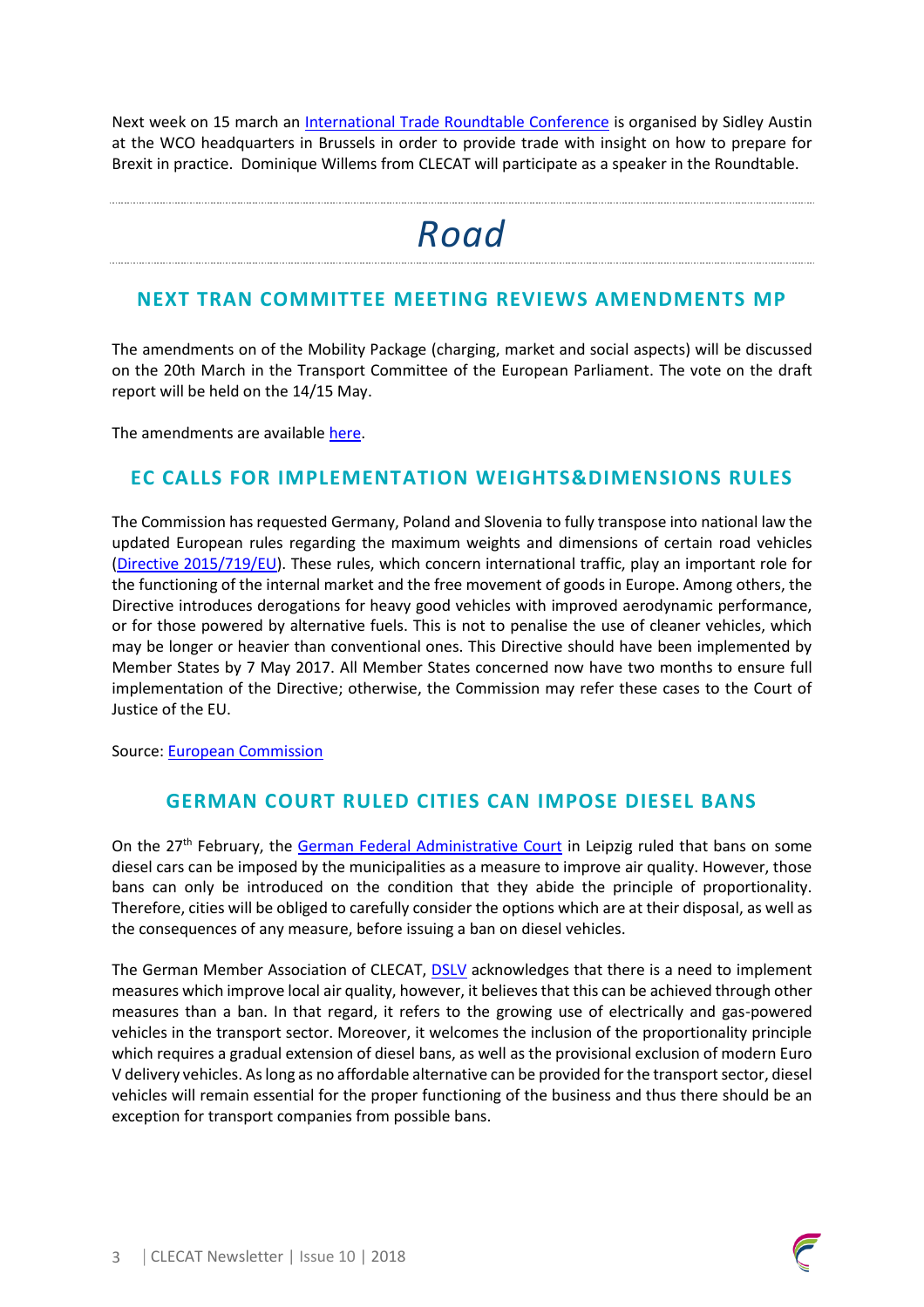Next week on 15 march an International Trade Roundtable Conference is organised by Sidley Austin at the WCO headquarters in Brussels in order to provide trade with insight on how to prepare for Brexit in practice. Dominique Willems from CLECAT will participate as a speaker in the Roundtable.

# *Road*

## NEXT TRAN COMMITTEE MEETING REVIEWS AMENDMENTS MP

The amendments on of the Mobility Package (charging, market and social aspects) will be discussed on the 20th March in the Transport Committee of the European Parliament. The vote on the draft report will be held on the 14/15 May.

The amendments are available here.

## EC CALLS FOR IMPLEMENTATION WEIGHTS&DIMENSIONS RULES

The Commission has requested Germany, Poland and Slovenia to fully transpose into national law the updated European rules regarding the maximum weights and dimensions of certain road vehicles (Directive 2015/719/EU). These rules, which concern international traffic, play an important role for the functioning of the internal market and the free movement of goods in Europe. Among others, the Directive introduces derogations for heavy good vehicles with improved aerodynamic performance, or for those powered by alternative fuels. This is not to penalise the use of cleaner vehicles, which may be longer or heavier than conventional ones. This Directive should have been implemented by Member States by 7 May 2017. All Member States concerned now have two months to ensure full implementation of the Directive; otherwise, the Commission may refer these cases to the Court of Justice of the EU.

Source: European Commission

## GERMAN COURT RULED CITIES CAN IMPOSE DIESEL BANS

On the 27th February, the German Federal Administrative Court in Leipzig ruled that bans on some diesel cars can be imposed by the municipalities as a measure to improve air quality. However, those bans can only be introduced on the condition that they abide the principle of proportionality. Therefore, cities will be obliged to carefully consider the options which are at their disposal, as well as the consequences of any measure, before issuing a ban on diesel vehicles.

The German Member Association of CLECAT, DSLV acknowledges that there is a need to implement measures which improve local air quality, however, it believes that this can be achieved through other measures than a ban. In that regard, it refers to the growing use of electrically and gas-powered vehicles in the transport sector. Moreover, it welcomes the inclusion of the proportionality principle which requires a gradual extension of diesel bans, as well as the provisional exclusion of modern Euro V delivery vehicles. As long as no affordable alternative can be provided for the transport sector, diesel vehicles will remain essential for the proper functioning of the business and thus there should be an exception for transport companies from possible bans.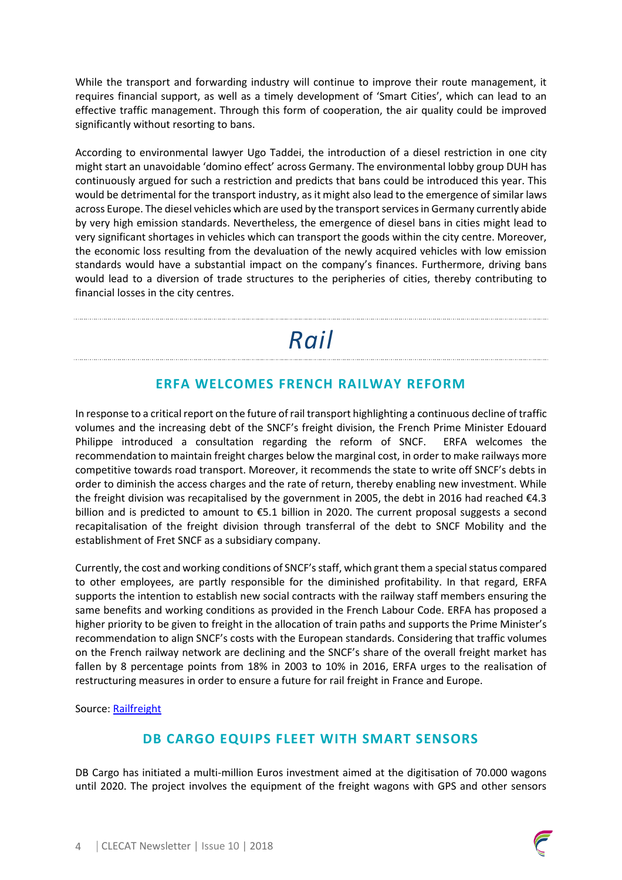While the transport and forwarding industry will continue to improve their route management, it requires financial support, as well as a timely development of 'Smart Cities', which can lead to an effective traffic management. Through this form of cooperation, the air quality could be improved significantly without resorting to bans.

According to environmental lawyer Ugo Taddei, the introduction of a diesel restriction in one city might start an unavoidable 'domino effect' across Germany. The environmental lobby group DUH has continuously argued for such a restriction and predicts that bans could be introduced this year. This would be detrimental for the transport industry, as it might also lead to the emergence of similar laws across Europe. The diesel vehicles which are used by the transport services in Germany currently abide by very high emission standards. Nevertheless, the emergence of diesel bans in cities might lead to very significant shortages in vehicles which can transport the goods within the city centre. Moreover, the economic loss resulting from the devaluation of the newly acquired vehicles with low emission standards would have a substantial impact on the company's finances. Furthermore, driving bans would lead to a diversion of trade structures to the peripheries of cities, thereby contributing to financial losses in the city centres.

# *Rail*

## ERFA WELCOMES FRENCH RAILWAY REFORM

In response to a critical report on the future of rail transport highlighting a continuous decline of traffic volumes and the increasing debt of the SNCF's freight division, the French Prime Minister Edouard Philippe introduced a consultation regarding the reform of SNCF. ERFA welcomes the recommendation to maintain freight charges below the marginal cost, in order to make railways more competitive towards road transport. Moreover, it recommends the state to write off SNCF's debts in order to diminish the access charges and the rate of return, thereby enabling new investment. While the freight division was recapitalised by the government in 2005, the debt in 2016 had reached €4.3 billion and is predicted to amount to €5.1 billion in 2020. The current proposal suggests a second recapitalisation of the freight division through transferral of the debt to SNCF Mobility and the establishment of Fret SNCF as a subsidiary company.

Currently, the cost and working conditions of SNCF's staff, which grant them a special status compared to other employees, are partly responsible for the diminished profitability. In that regard, ERFA supports the intention to establish new social contracts with the railway staff members ensuring the same benefits and working conditions as provided in the French Labour Code. ERFA has proposed a higher priority to be given to freight in the allocation of train paths and supports the Prime Minister's recommendation to align SNCF's costs with the European standards. Considering that traffic volumes on the French railway network are declining and the SNCF's share of the overall freight market has fallen by 8 percentage points from 18% in 2003 to 10% in 2016, ERFA urges to the realisation of restructuring measures in order to ensure a future for rail freight in France and Europe.

Source: [Railfreight]

## DB CARGO EQUIPS FLEET WITH SMART SENSORS

DB Cargo has initiated a multi-million Euros investment aimed at the digitisation of 70.000 wagons until 2020. The project involves the equipment of the freight wagons with GPS and other sensors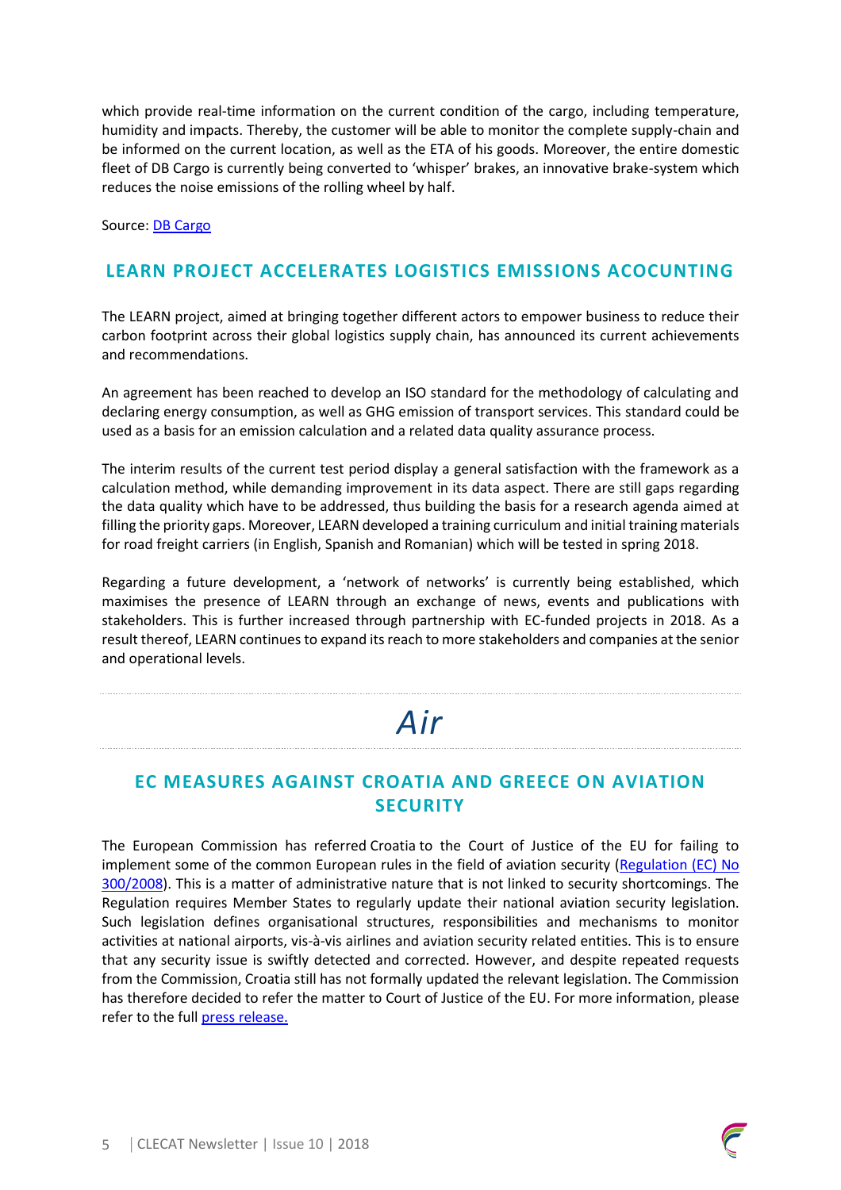which provide real-time information on the current condition of the cargo, including temperature, humidity and impacts. Thereby, the customer will be able to monitor the complete supply-chain and be informed on the current location, as well as the ETA of his goods. Moreover, the entire domestic fleet of DB Cargo is currently being converted to 'whisper' brakes, an innovative brake-system which reduces the noise emissions of the rolling wheel by half.

Source: [DB Cargo]()

## LEARN PROJECT ACCELERATES LOGISTICS EMISSIONS ACOCUNTING

The LEARN project, aimed at bringing together different actors to empower business to reduce their carbon footprint across their global logistics supply chain, has announced its current achievements and recommendations.

An agreement has been reached to develop an ISO standard for the methodology of calculating and declaring energy consumption, as well as GHG emission of transport services. This standard could be used as a basis for an emission calculation and a related data quality assurance process.

The interim results of the current test period display a general satisfaction with the framework as a calculation method, while demanding improvement in its data aspect. There are still gaps regarding the data quality which have to be addressed, thus building the basis for a research agenda aimed at filling the priority gaps. Moreover, LEARN developed a training curriculum and initial training materials for road freight carriers (in English, Spanish and Romanian) which will be tested in spring 2018.

Regarding a future development, a 'network of networks' is currently being established, which maximises the presence of LEARN through an exchange of news, events and publications with stakeholders. This is further increased through partnership with EC-funded projects in 2018. As a result thereof, LEARN continues to expand its reach to more stakeholders and companies at the senior and operational levels.

---

# *Air*

---

## EC MEASURES AGAINST CROATIA AND GREECE ON AVIATION SECURITY

The European Commission has referred Croatia to the Court of Justice of the EU for failing to implement some of the common European rules in the field of aviation security ([Regulation (EC) No 300/2008]()). This is a matter of administrative nature that is not linked to security shortcomings. The Regulation requires Member States to regularly update their national aviation security legislation. Such legislation defines organisational structures, responsibilities and mechanisms to monitor activities at national airports, vis-à-vis airlines and aviation security related entities. This is to ensure that any security issue is swiftly detected and corrected. However, and despite repeated requests from the Commission, Croatia still has not formally updated the relevant legislation. The Commission has therefore decided to refer the matter to Court of Justice of the EU. For more information, please refer to the full [press release.]()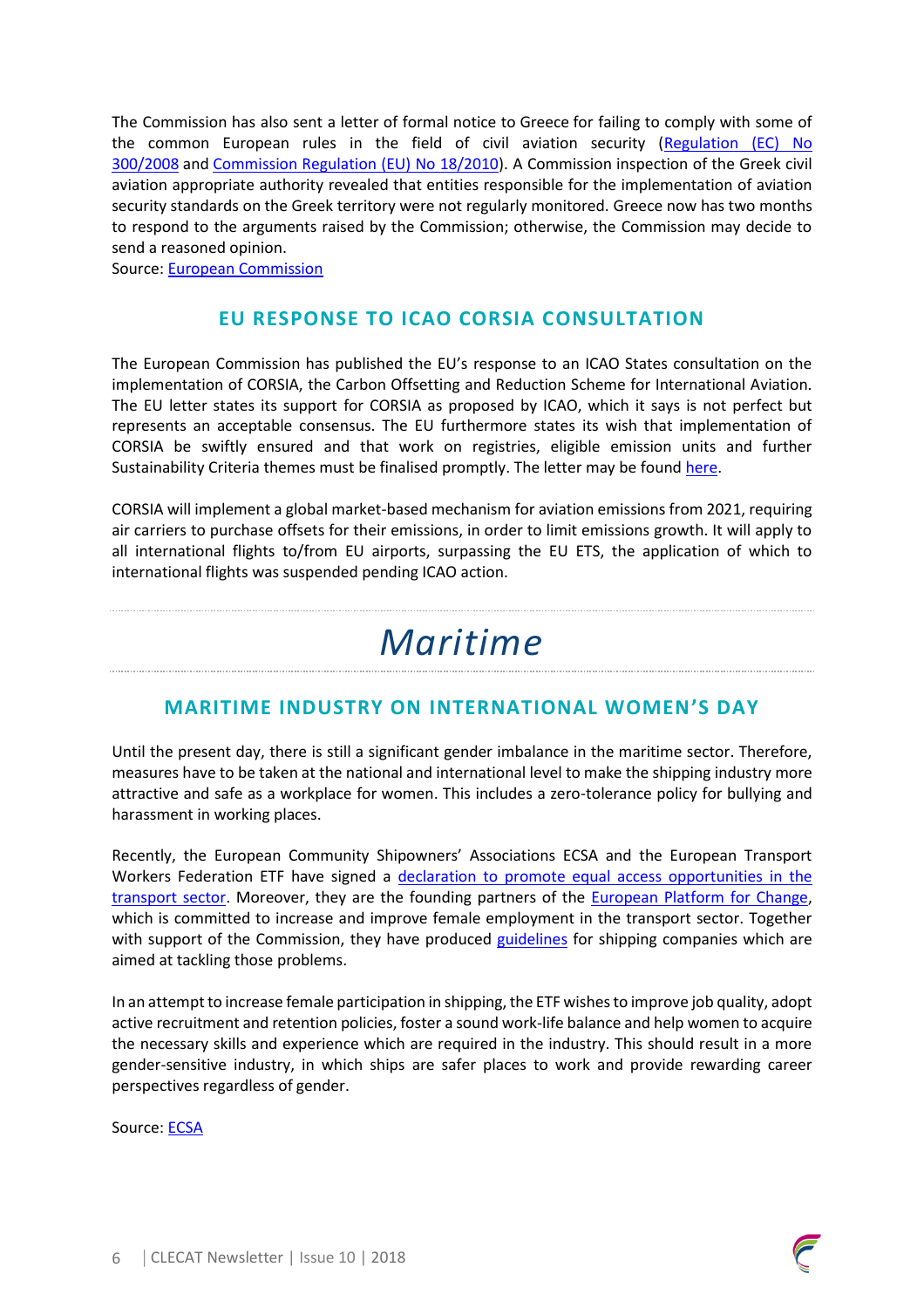The Commission has also sent a letter of formal notice to Greece for failing to comply with some of the common European rules in the field of civil aviation security (Regulation (EC) No 300/2008 and Commission Regulation (EU) No 18/2010). A Commission inspection of the Greek civil aviation appropriate authority revealed that entities responsible for the implementation of aviation security standards on the Greek territory were not regularly monitored. Greece now has two months to respond to the arguments raised by the Commission; otherwise, the Commission may decide to send a reasoned opinion.
Source: European Commission

## EU RESPONSE TO ICAO CORSIA CONSULTATION

The European Commission has published the EU's response to an ICAO States consultation on the implementation of CORSIA, the Carbon Offsetting and Reduction Scheme for International Aviation. The EU letter states its support for CORSIA as proposed by ICAO, which it says is not perfect but represents an acceptable consensus. The EU furthermore states its wish that implementation of CORSIA be swiftly ensured and that work on registries, eligible emission units and further Sustainability Criteria themes must be finalised promptly. The letter may be found here.

CORSIA will implement a global market-based mechanism for aviation emissions from 2021, requiring air carriers to purchase offsets for their emissions, in order to limit emissions growth. It will apply to all international flights to/from EU airports, surpassing the EU ETS, the application of which to international flights was suspended pending ICAO action.

# *Maritime*

## MARITIME INDUSTRY ON INTERNATIONAL WOMEN'S DAY

Until the present day, there is still a significant gender imbalance in the maritime sector. Therefore, measures have to be taken at the national and international level to make the shipping industry more attractive and safe as a workplace for women. This includes a zero-tolerance policy for bullying and harassment in working places.

Recently, the European Community Shipowners' Associations ECSA and the European Transport Workers Federation ETF have signed a declaration to promote equal access opportunities in the transport sector. Moreover, they are the founding partners of the European Platform for Change, which is committed to increase and improve female employment in the transport sector. Together with support of the Commission, they have produced guidelines for shipping companies which are aimed at tackling those problems.

In an attempt to increase female participation in shipping, the ETF wishes to improve job quality, adopt active recruitment and retention policies, foster a sound work-life balance and help women to acquire the necessary skills and experience which are required in the industry. This should result in a more gender-sensitive industry, in which ships are safer places to work and provide rewarding career perspectives regardless of gender.

Source: ECSA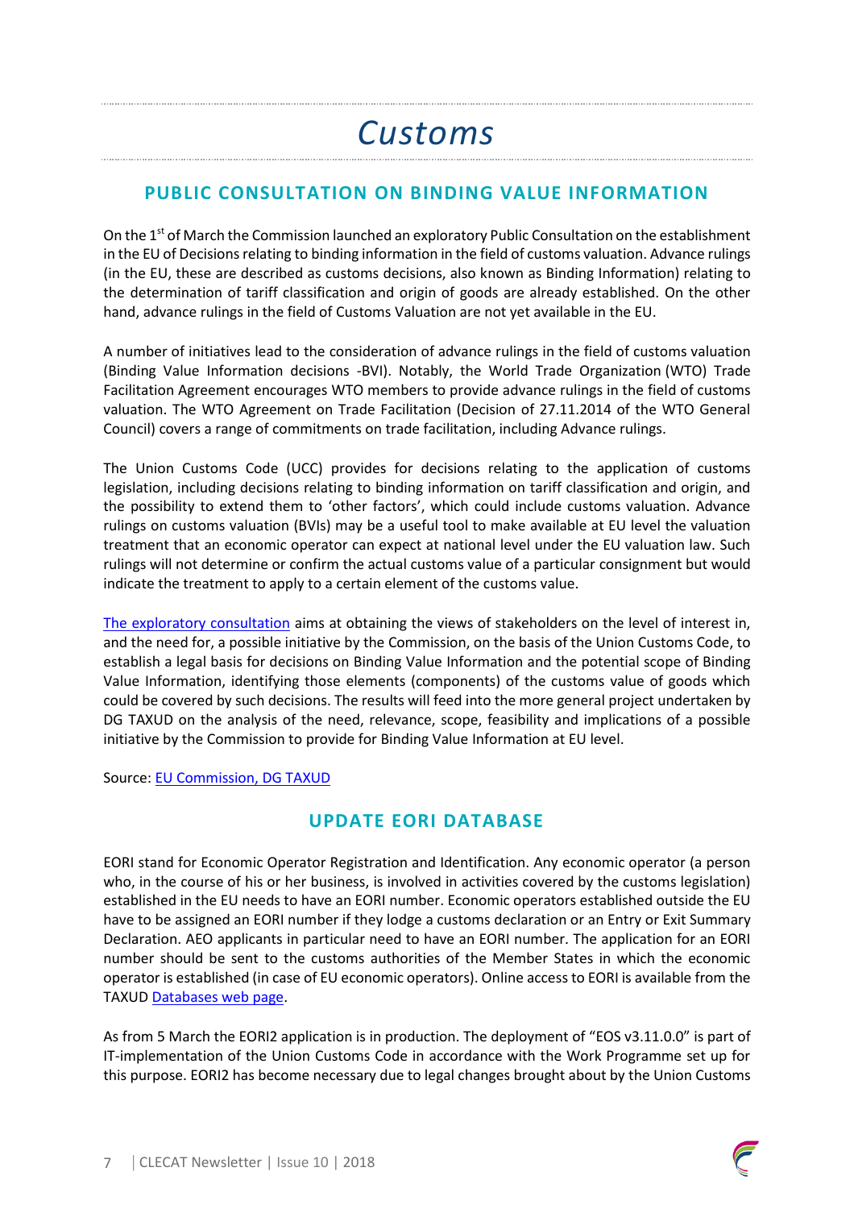# Customs

## PUBLIC CONSULTATION ON BINDING VALUE INFORMATION

On the 1st of March the Commission launched an exploratory Public Consultation on the establishment in the EU of Decisions relating to binding information in the field of customs valuation. Advance rulings (in the EU, these are described as customs decisions, also known as Binding Information) relating to the determination of tariff classification and origin of goods are already established. On the other hand, advance rulings in the field of Customs Valuation are not yet available in the EU.

A number of initiatives lead to the consideration of advance rulings in the field of customs valuation (Binding Value Information decisions -BVI). Notably, the World Trade Organization (WTO) Trade Facilitation Agreement encourages WTO members to provide advance rulings in the field of customs valuation. The WTO Agreement on Trade Facilitation (Decision of 27.11.2014 of the WTO General Council) covers a range of commitments on trade facilitation, including Advance rulings.

The Union Customs Code (UCC) provides for decisions relating to the application of customs legislation, including decisions relating to binding information on tariff classification and origin, and the possibility to extend them to 'other factors', which could include customs valuation. Advance rulings on customs valuation (BVIs) may be a useful tool to make available at EU level the valuation treatment that an economic operator can expect at national level under the EU valuation law. Such rulings will not determine or confirm the actual customs value of a particular consignment but would indicate the treatment to apply to a certain element of the customs value.

The exploratory consultation aims at obtaining the views of stakeholders on the level of interest in, and the need for, a possible initiative by the Commission, on the basis of the Union Customs Code, to establish a legal basis for decisions on Binding Value Information and the potential scope of Binding Value Information, identifying those elements (components) of the customs value of goods which could be covered by such decisions. The results will feed into the more general project undertaken by DG TAXUD on the analysis of the need, relevance, scope, feasibility and implications of a possible initiative by the Commission to provide for Binding Value Information at EU level.

Source: EU Commission, DG TAXUD

## UPDATE EORI DATABASE

EORI stand for Economic Operator Registration and Identification. Any economic operator (a person who, in the course of his or her business, is involved in activities covered by the customs legislation) established in the EU needs to have an EORI number. Economic operators established outside the EU have to be assigned an EORI number if they lodge a customs declaration or an Entry or Exit Summary Declaration. AEO applicants in particular need to have an EORI number. The application for an EORI number should be sent to the customs authorities of the Member States in which the economic operator is established (in case of EU economic operators). Online access to EORI is available from the TAXUD Databases web page.

As from 5 March the EORI2 application is in production. The deployment of "EOS v3.11.0.0" is part of IT-implementation of the Union Customs Code in accordance with the Work Programme set up for this purpose. EORI2 has become necessary due to legal changes brought about by the Union Customs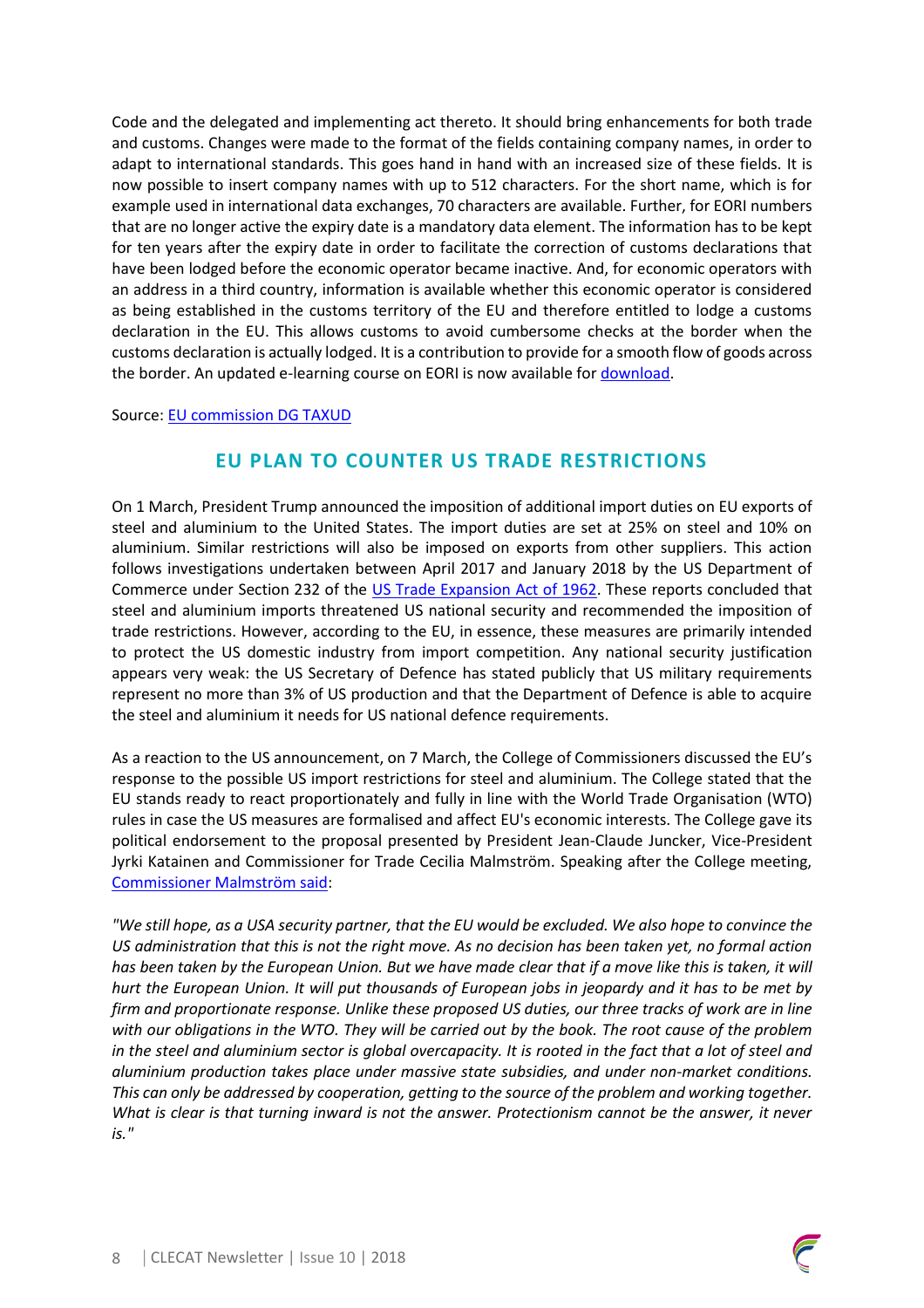Code and the delegated and implementing act thereto. It should bring enhancements for both trade and customs. Changes were made to the format of the fields containing company names, in order to adapt to international standards. This goes hand in hand with an increased size of these fields. It is now possible to insert company names with up to 512 characters. For the short name, which is for example used in international data exchanges, 70 characters are available. Further, for EORI numbers that are no longer active the expiry date is a mandatory data element. The information has to be kept for ten years after the expiry date in order to facilitate the correction of customs declarations that have been lodged before the economic operator became inactive. And, for economic operators with an address in a third country, information is available whether this economic operator is considered as being established in the customs territory of the EU and therefore entitled to lodge a customs declaration in the EU. This allows customs to avoid cumbersome checks at the border when the customs declaration is actually lodged. It is a contribution to provide for a smooth flow of goods across the border. An updated e-learning course on EORI is now available for download.

Source: EU commission DG TAXUD

## EU PLAN TO COUNTER US TRADE RESTRICTIONS

On 1 March, President Trump announced the imposition of additional import duties on EU exports of steel and aluminium to the United States. The import duties are set at 25% on steel and 10% on aluminium. Similar restrictions will also be imposed on exports from other suppliers. This action follows investigations undertaken between April 2017 and January 2018 by the US Department of Commerce under Section 232 of the US Trade Expansion Act of 1962. These reports concluded that steel and aluminium imports threatened US national security and recommended the imposition of trade restrictions. However, according to the EU, in essence, these measures are primarily intended to protect the US domestic industry from import competition. Any national security justification appears very weak: the US Secretary of Defence has stated publicly that US military requirements represent no more than 3% of US production and that the Department of Defence is able to acquire the steel and aluminium it needs for US national defence requirements.

As a reaction to the US announcement, on 7 March, the College of Commissioners discussed the EU's response to the possible US import restrictions for steel and aluminium. The College stated that the EU stands ready to react proportionately and fully in line with the World Trade Organisation (WTO) rules in case the US measures are formalised and affect EU's economic interests. The College gave its political endorsement to the proposal presented by President Jean-Claude Juncker, Vice-President Jyrki Katainen and Commissioner for Trade Cecilia Malmström. Speaking after the College meeting, Commissioner Malmström said:

*"We still hope, as a USA security partner, that the EU would be excluded. We also hope to convince the US administration that this is not the right move. As no decision has been taken yet, no formal action has been taken by the European Union. But we have made clear that if a move like this is taken, it will hurt the European Union. It will put thousands of European jobs in jeopardy and it has to be met by firm and proportionate response. Unlike these proposed US duties, our three tracks of work are in line with our obligations in the WTO. They will be carried out by the book. The root cause of the problem in the steel and aluminium sector is global overcapacity. It is rooted in the fact that a lot of steel and aluminium production takes place under massive state subsidies, and under non-market conditions. This can only be addressed by cooperation, getting to the source of the problem and working together. What is clear is that turning inward is not the answer. Protectionism cannot be the answer, it never is."*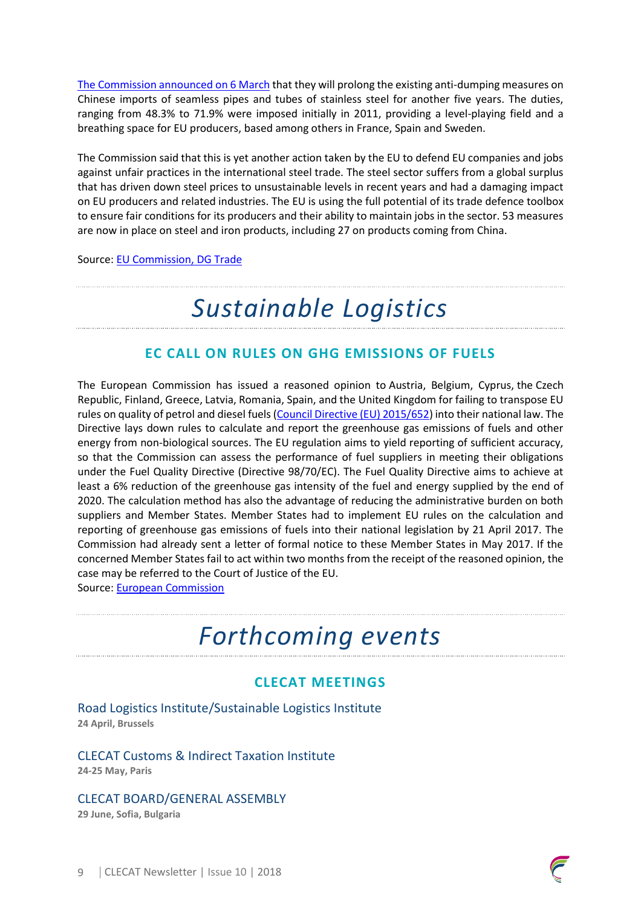The Commission announced on 6 March that they will prolong the existing anti-dumping measures on Chinese imports of seamless pipes and tubes of stainless steel for another five years. The duties, ranging from 48.3% to 71.9% were imposed initially in 2011, providing a level-playing field and a breathing space for EU producers, based among others in France, Spain and Sweden.

The Commission said that this is yet another action taken by the EU to defend EU companies and jobs against unfair practices in the international steel trade. The steel sector suffers from a global surplus that has driven down steel prices to unsustainable levels in recent years and had a damaging impact on EU producers and related industries. The EU is using the full potential of its trade defence toolbox to ensure fair conditions for its producers and their ability to maintain jobs in the sector. 53 measures are now in place on steel and iron products, including 27 on products coming from China.

Source: EU Commission, DG Trade

# *Sustainable Logistics*

## EC CALL ON RULES ON GHG EMISSIONS OF FUELS

The European Commission has issued a reasoned opinion to Austria, Belgium, Cyprus, the Czech Republic, Finland, Greece, Latvia, Romania, Spain, and the United Kingdom for failing to transpose EU rules on quality of petrol and diesel fuels (Council Directive (EU) 2015/652) into their national law. The Directive lays down rules to calculate and report the greenhouse gas emissions of fuels and other energy from non-biological sources. The EU regulation aims to yield reporting of sufficient accuracy, so that the Commission can assess the performance of fuel suppliers in meeting their obligations under the Fuel Quality Directive (Directive 98/70/EC). The Fuel Quality Directive aims to achieve at least a 6% reduction of the greenhouse gas intensity of the fuel and energy supplied by the end of 2020. The calculation method has also the advantage of reducing the administrative burden on both suppliers and Member States. Member States had to implement EU rules on the calculation and reporting of greenhouse gas emissions of fuels into their national legislation by 21 April 2017. The Commission had already sent a letter of formal notice to these Member States in May 2017. If the concerned Member States fail to act within two months from the receipt of the reasoned opinion, the case may be referred to the Court of Justice of the EU.

Source: European Commission

# *Forthcoming events*

## CLECAT MEETINGS

### Road Logistics Institute/Sustainable Logistics Institute

**24 April, Brussels**

### CLECAT Customs & Indirect Taxation Institute

**24-25 May, Paris**

### CLECAT BOARD/GENERAL ASSEMBLY

**29 June, Sofia, Bulgaria**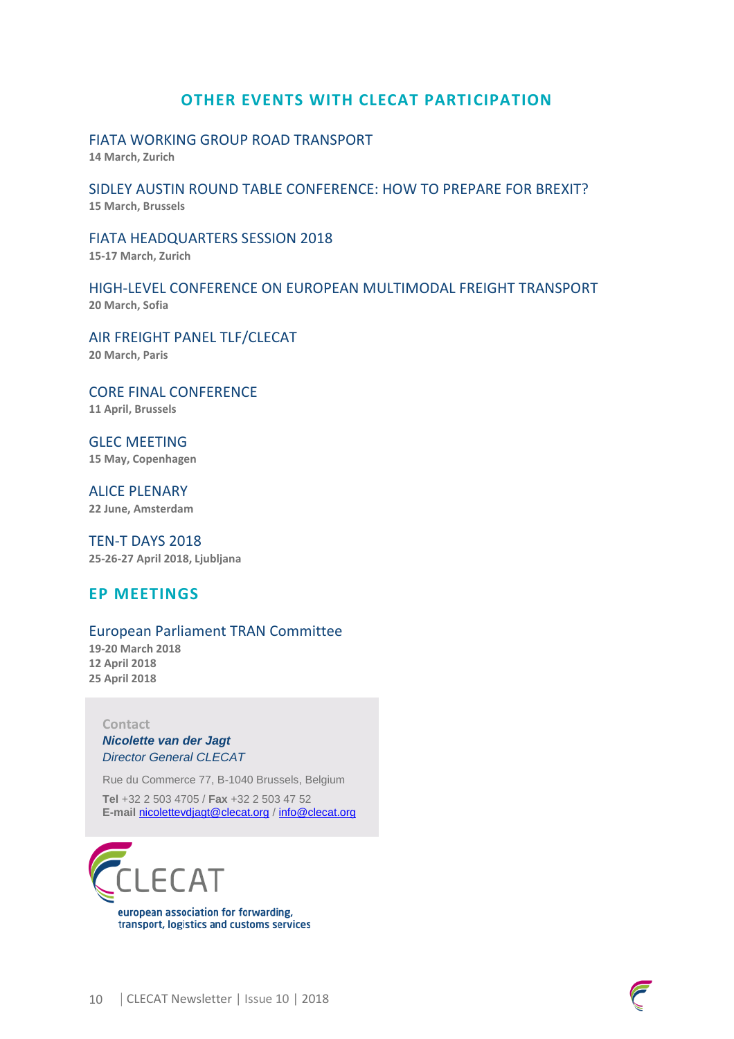## OTHER EVENTS WITH CLECAT PARTICIPATION

### FIATA WORKING GROUP ROAD TRANSPORT
**14 March, Zurich**

### SIDLEY AUSTIN ROUND TABLE CONFERENCE: HOW TO PREPARE FOR BREXIT?
**15 March, Brussels**

### FIATA HEADQUARTERS SESSION 2018
**15-17 March, Zurich**

### HIGH-LEVEL CONFERENCE ON EUROPEAN MULTIMODAL FREIGHT TRANSPORT
**20 March, Sofia**

### AIR FREIGHT PANEL TLF/CLECAT
**20 March, Paris**

### CORE FINAL CONFERENCE
**11 April, Brussels**

### GLEC MEETING
**15 May, Copenhagen**

### ALICE PLENARY
**22 June, Amsterdam**

### TEN-T DAYS 2018
**25-26-27 April 2018, Ljubljana**

## EP MEETINGS

### European Parliament TRAN Committee
**19-20 March 2018**
**12 April 2018**
**25 April 2018**

Contact
***Nicolette van der Jagt***
*Director General CLECAT*

Rue du Commerce 77, B-1040 Brussels, Belgium

**Tel** +32 2 503 4705 / **Fax** +32 2 503 47 52
**E-mail** nicolettevdjagt@clecat.org / info@clecat.org

CLECAT
european association for forwarding, transport, logistics and customs services